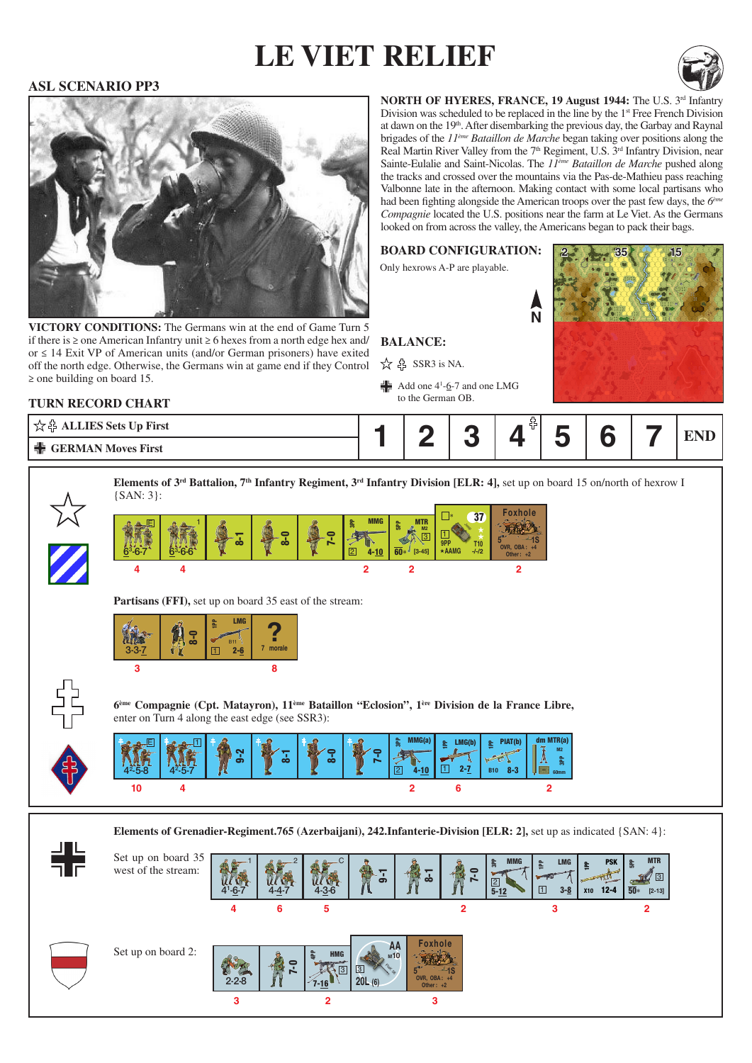# LE VIET RELIEF

## ASL SCENARIO PP3

**NORTH OF HYERES, FRANCE, 19 August 1944:** The U.S. 3rd Infantry Division was scheduled to be replaced in the line by the 1st Free French Division at dawn on the 19th. After disembarking the previous day, the Garbay and Raynal brigades of the *11ème Bataillon de Marche* began taking over positions along the Real Martin River Valley from the 7th Regiment, U.S. 3rd Infantry Division, near Sainte-Eulalie and Saint-Nicolas. The *11ème Bataillon de Marche* pushed along the tracks and crossed over the mountains via the Pas-de-Mathieu pass reaching Valbonne late in the afternoon. Making contact with some local partisans who had been fighting alongside the American troops over the past few days, the *6ème Compagnie* located the U.S. positions near the farm at Le Viet. As the Germans looked on from across the valley, the Americans began to pack their bags.

**BOARD CONFIGURATION:**

Only hexrows A-P are playable.

**VICTORY CONDITIONS:** The Germans win at the end of Game Turn 5 if there is ≥ one American Infantry unit ≥ 6 hexes from a north edge hex and/or ≤ 14 Exit VP of American units (and/or German prisoners) have exited off the north edge. Otherwise, the Germans win at game end if they Control ≥ one building on board 15.

**BALANCE:**

☆ ✠ SSR3 is NA.

✠ Add one 4¹-6-7 and one LMG to the German OB.

**TURN RECORD CHART**

| | 1 | 2 | 3 | 4 ✠ | 5 | 6 | 7 | END |
|---|---|---|---|---|---|---|---|---|
| ☆ ✠ ALLIES Sets Up First | | | | | | | | |
| ✠ GERMAN Moves First | | | | | | | | |

**Elements of 3rd Battalion, 7th Infantry Regiment, 3rd Infantry Division [ELR: 4],** set up on board 15 on/north of hexrow I {SAN: 3}:

| 6³-6-7 | 6³-6-6 | 8-1 | 8-0 | 7-0 | MMG 4-10 | MTR M2 60* [3-45] | 37 T10 9PP ★AAMG | Foxhole |
|---|---|---|---|---|---|---|---|---|
| 4 | 4 | | | | 2 | 2 | | 2 |

**Partisans (FFI),** set up on board 35 east of the stream:

| 3-3-7 | 8-0 | LMG 2-6 | ? 7 morale |
|---|---|---|---|
| 3 | | | 8 |

**6ème Compagnie (Cpt. Matayron), 11ème Bataillon "Eclosion", 1ère Division de la France Libre,** enter on Turn 4 along the east edge (see SSR3):

| 4²-5-8 | 4²-5-7 | 9-2 | 8-1 | 8-0 | 7-0 | MMG(a) 4-10 | LMG(b) 2-7 | PIAT(b) B10 8-3 | dm MTR(a) M2 60mm |
|---|---|---|---|---|---|---|---|---|---|
| 10 | 4 | | | | | 2 | 6 | | 2 |

**Elements of Grenadier-Regiment.765 (Azerbaijani), 242.Infanterie-Division [ELR: 2],** set up as indicated {SAN: 4}:

Set up on board 35 west of the stream:

| 4¹-6-7 | 4-4-7 | 4-3-6 | 9-1 | 8-1 | 7-0 | MMG 5-12 | LMG 3-8 | PSK x10 12-4 | MTR 50* [2-13] |
|---|---|---|---|---|---|---|---|---|---|
| 4 | 6 | 5 | | | | 2 | 3 | | 2 |

Set up on board 2:

| 2-2-8 | 7-0 | HMG 7-16 | AA 20L (6) | Foxhole |
|---|---|---|---|---|
| 3 | | 2 | | 3 |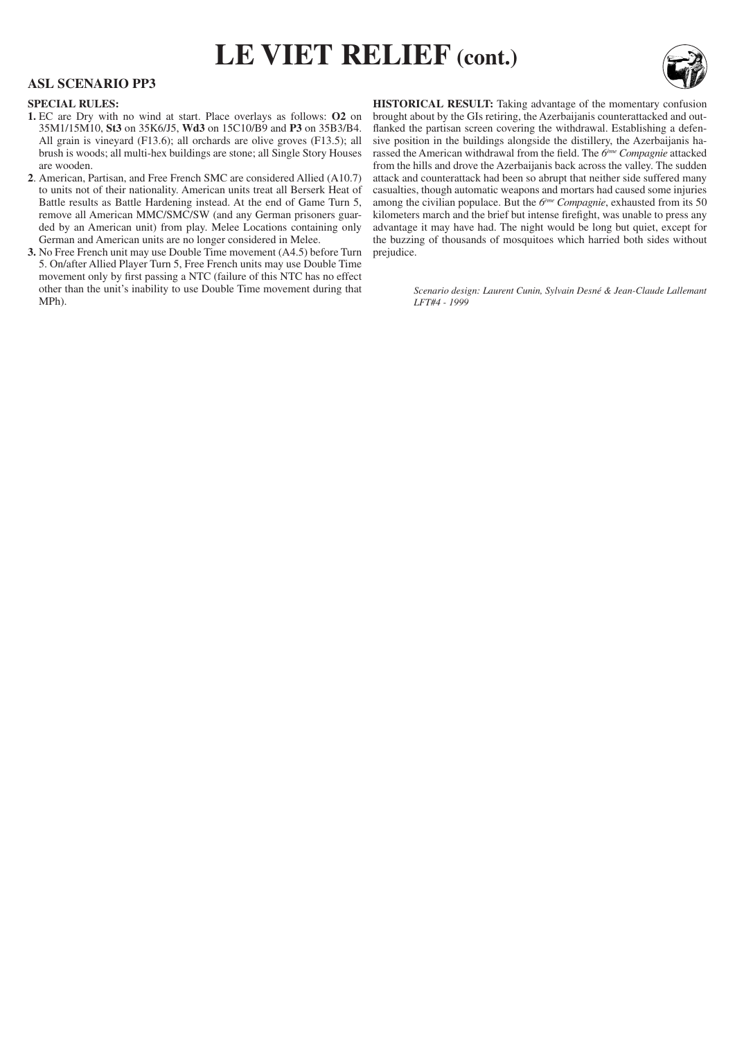# LE VIET RELIEF (cont.)

## ASL SCENARIO PP3

**SPECIAL RULES:**

**1.** EC are Dry with no wind at start. Place overlays as follows: **O2** on 35M1/15M10, **St3** on 35K6/J5, **Wd3** on 15C10/B9 and **P3** on 35B3/B4. All grain is vineyard (F13.6); all orchards are olive groves (F13.5); all brush is woods; all multi-hex buildings are stone; all Single Story Houses are wooden.

**2**. American, Partisan, and Free French SMC are considered Allied (A10.7) to units not of their nationality. American units treat all Berserk Heat of Battle results as Battle Hardening instead. At the end of Game Turn 5, remove all American MMC/SMC/SW (and any German prisoners guarded by an American unit) from play. Melee Locations containing only German and American units are no longer considered in Melee.

**3.** No Free French unit may use Double Time movement (A4.5) before Turn 5. On/after Allied Player Turn 5, Free French units may use Double Time movement only by first passing a NTC (failure of this NTC has no effect other than the unit's inability to use Double Time movement during that MPh).

**HISTORICAL RESULT:** Taking advantage of the momentary confusion brought about by the GIs retiring, the Azerbaijanis counterattacked and outflanked the partisan screen covering the withdrawal. Establishing a defensive position in the buildings alongside the distillery, the Azerbaijanis harassed the American withdrawal from the field. The *6ème Compagnie* attacked from the hills and drove the Azerbaijanis back across the valley. The sudden attack and counterattack had been so abrupt that neither side suffered many casualties, though automatic weapons and mortars had caused some injuries among the civilian populace. But the *6ème Compagnie*, exhausted from its 50 kilometers march and the brief but intense firefight, was unable to press any advantage it may have had. The night would be long but quiet, except for the buzzing of thousands of mosquitoes which harried both sides without prejudice.

*Scenario design: Laurent Cunin, Sylvain Desné & Jean-Claude Lallemant*
*LFT#4 - 1999*